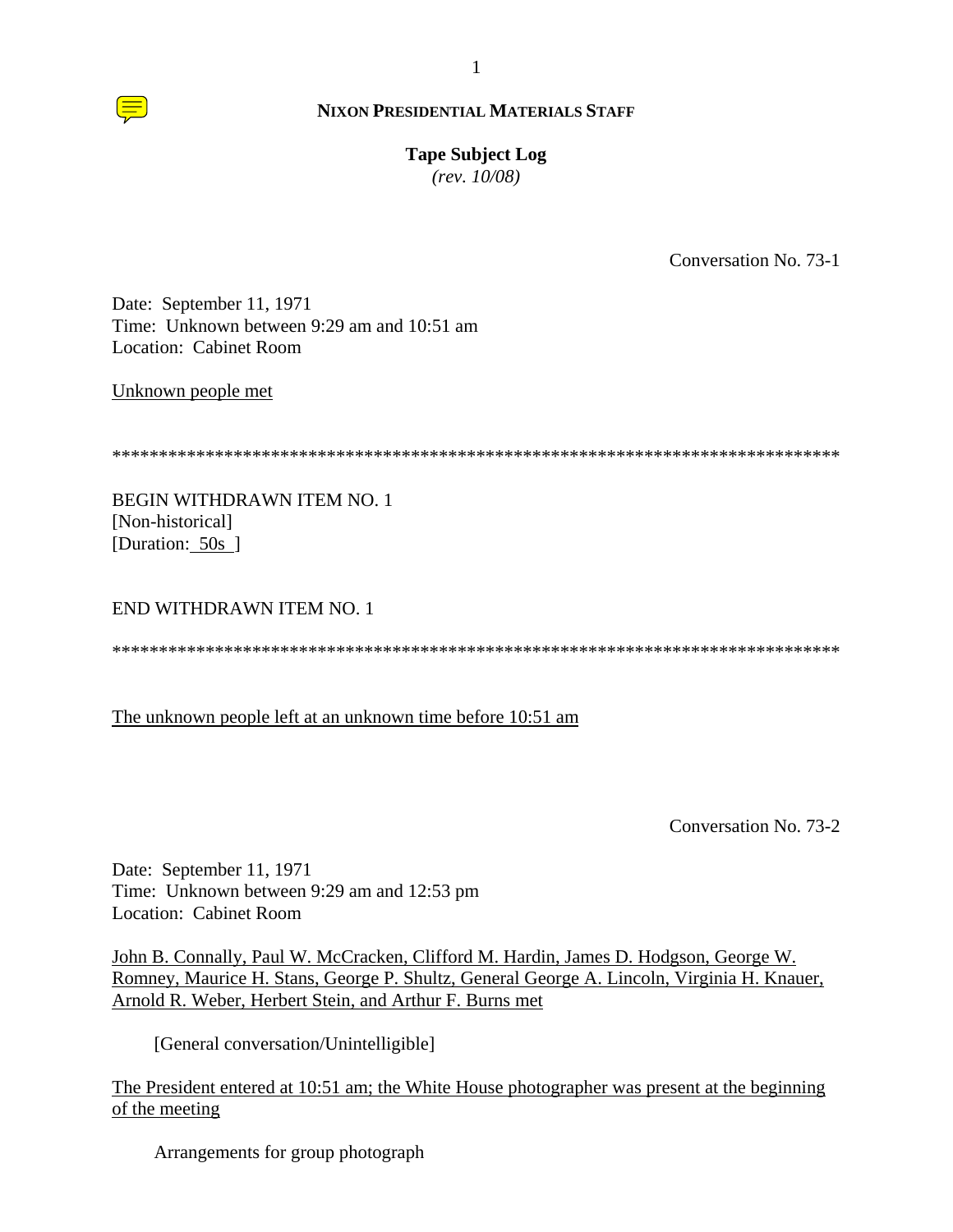**NIXON PRESIDENTIAL MATERIALS STAFF**

**Tape Subject Log**
*(rev. 10/08)*

Conversation No. 73-1

Date: September 11, 1971
Time: Unknown between 9:29 am and 10:51 am
Location: Cabinet Room

Unknown people met

*******************************************************************************

BEGIN WITHDRAWN ITEM NO. 1
[Non-historical]
[Duration: 50s ]

END WITHDRAWN ITEM NO. 1

*******************************************************************************

The unknown people left at an unknown time before 10:51 am

Conversation No. 73-2

Date: September 11, 1971
Time: Unknown between 9:29 am and 12:53 pm
Location: Cabinet Room

John B. Connally, Paul W. McCracken, Clifford M. Hardin, James D. Hodgson, George W. Romney, Maurice H. Stans, George P. Shultz, General George A. Lincoln, Virginia H. Knauer, Arnold R. Weber, Herbert Stein, and Arthur F. Burns met

[General conversation/Unintelligible]

The President entered at 10:51 am; the White House photographer was present at the beginning of the meeting

Arrangements for group photograph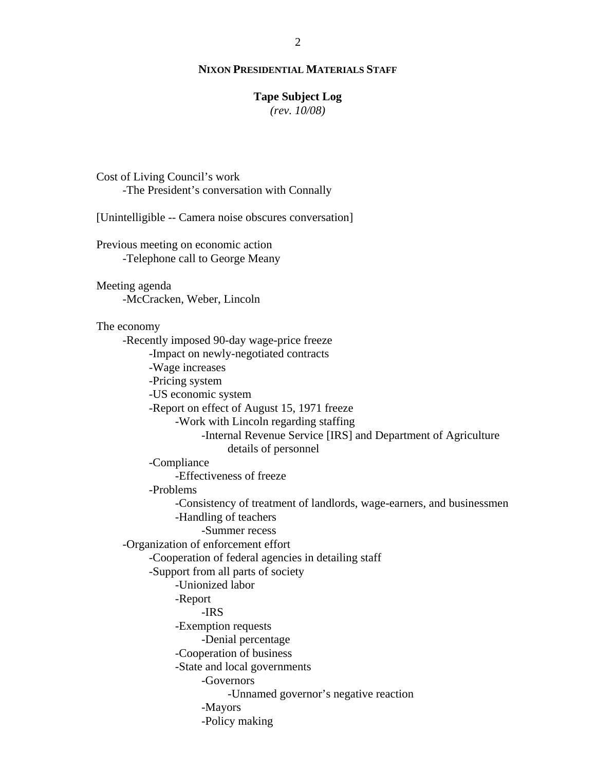**NIXON PRESIDENTIAL MATERIALS STAFF**

**Tape Subject Log**
*(rev. 10/08)*

Cost of Living Council's work
- The President's conversation with Connally

[Unintelligible -- Camera noise obscures conversation]

Previous meeting on economic action
- Telephone call to George Meany

Meeting agenda
- McCracken, Weber, Lincoln

The economy
- Recently imposed 90-day wage-price freeze
  - Impact on newly-negotiated contracts
  - Wage increases
  - Pricing system
  - US economic system
  - Report on effect of August 15, 1971 freeze
    - Work with Lincoln regarding staffing
      - Internal Revenue Service [IRS] and Department of Agriculture details of personnel
  - Compliance
    - Effectiveness of freeze
  - Problems
    - Consistency of treatment of landlords, wage-earners, and businessmen
    - Handling of teachers
      - Summer recess
- Organization of enforcement effort
  - Cooperation of federal agencies in detailing staff
  - Support from all parts of society
    - Unionized labor
    - Report
      - IRS
    - Exemption requests
      - Denial percentage
    - Cooperation of business
    - State and local governments
      - Governors
        - Unnamed governor's negative reaction
      - Mayors
      - Policy making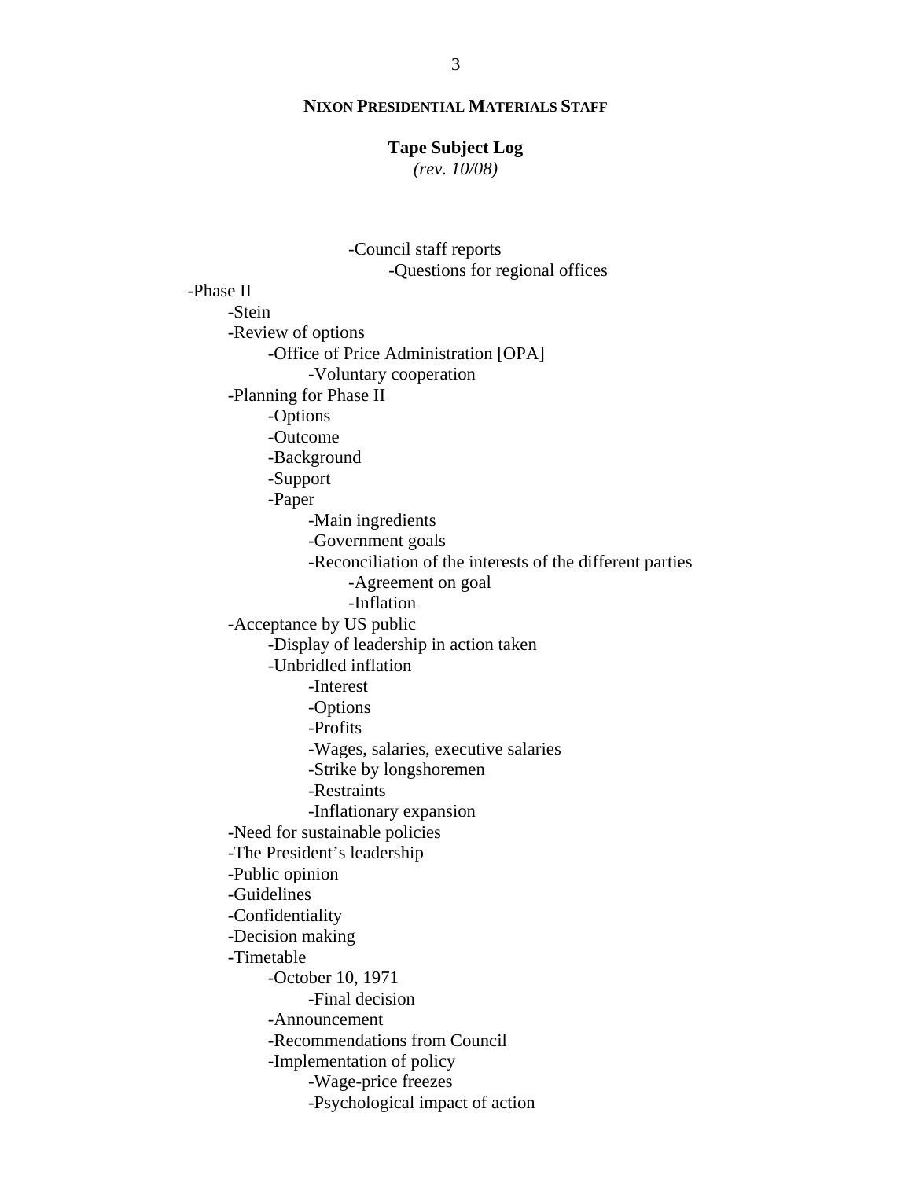-Council staff reports
  -Questions for regional offices

-Phase II
  -Stein
  -Review of options
    -Office of Price Administration [OPA]
      -Voluntary cooperation
  -Planning for Phase II
    -Options
    -Outcome
    -Background
    -Support
    -Paper
      -Main ingredients
      -Government goals
      -Reconciliation of the interests of the different parties
        -Agreement on goal
        -Inflation
  -Acceptance by US public
    -Display of leadership in action taken
    -Unbridled inflation
      -Interest
      -Options
      -Profits
      -Wages, salaries, executive salaries
      -Strike by longshoremen
      -Restraints
      -Inflationary expansion
  -Need for sustainable policies
  -The President's leadership
  -Public opinion
  -Guidelines
  -Confidentiality
  -Decision making
  -Timetable
    -October 10, 1971
      -Final decision
    -Announcement
    -Recommendations from Council
    -Implementation of policy
      -Wage-price freezes
      -Psychological impact of action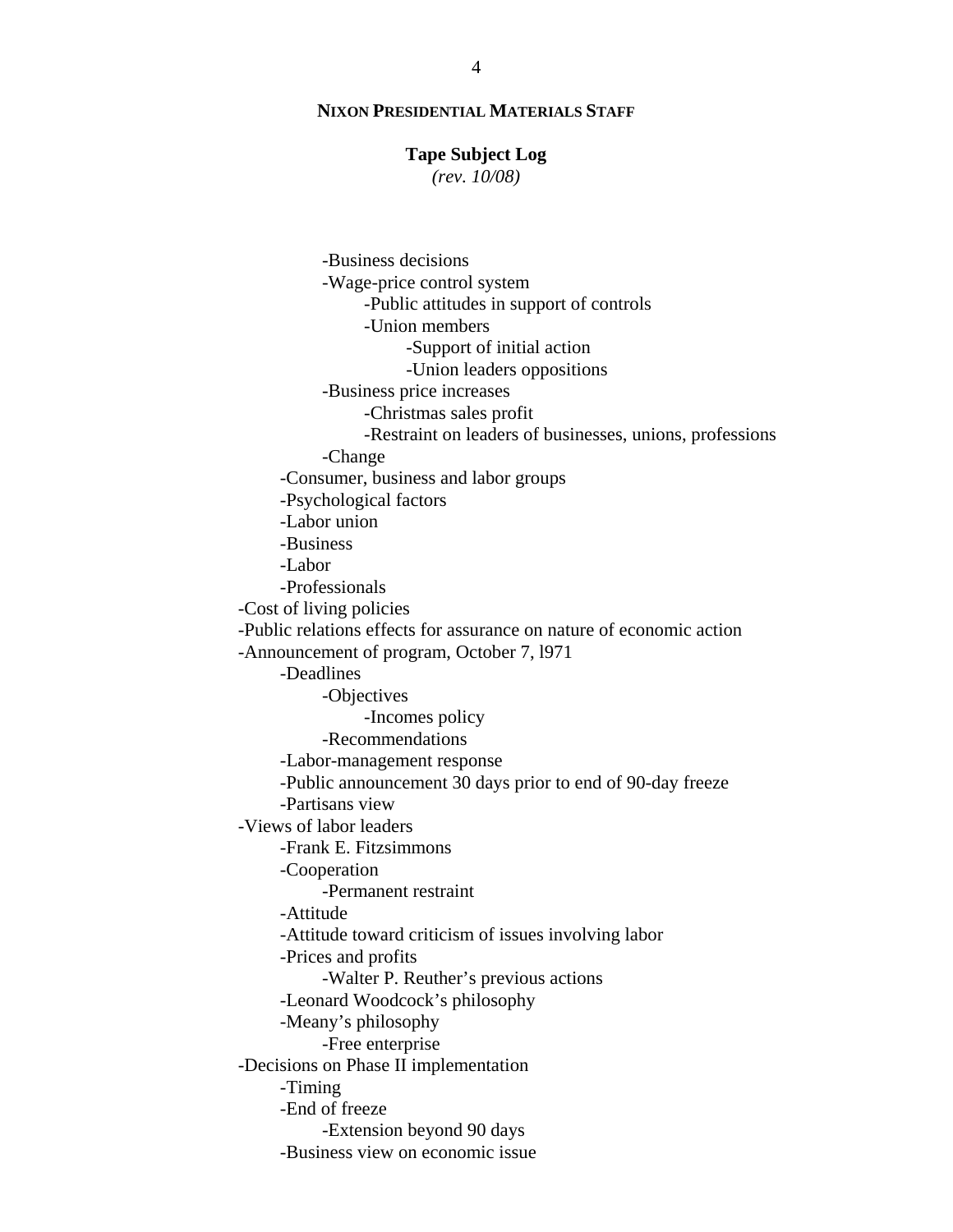**NIXON PRESIDENTIAL MATERIALS STAFF**

**Tape Subject Log**

*(rev. 10/08)*

- -Business decisions
- -Wage-price control system
  - -Public attitudes in support of controls
  - -Union members
    - -Support of initial action
    - -Union leaders oppositions
- -Business price increases
  - -Christmas sales profit
  - -Restraint on leaders of businesses, unions, professions
- -Change
- -Consumer, business and labor groups
- -Psychological factors
- -Labor union
- -Business
- -Labor
- -Professionals
- -Cost of living policies
- -Public relations effects for assurance on nature of economic action
- -Announcement of program, October 7, l971
  - -Deadlines
    - -Objectives
      - -Incomes policy
    - -Recommendations
  - -Labor-management response
  - -Public announcement 30 days prior to end of 90-day freeze
  - -Partisans view
- -Views of labor leaders
  - -Frank E. Fitzsimmons
  - -Cooperation
    - -Permanent restraint
  - -Attitude
  - -Attitude toward criticism of issues involving labor
  - -Prices and profits
    - -Walter P. Reuther's previous actions
  - -Leonard Woodcock's philosophy
  - -Meany's philosophy
    - -Free enterprise
- -Decisions on Phase II implementation
  - -Timing
  - -End of freeze
    - -Extension beyond 90 days
  - -Business view on economic issue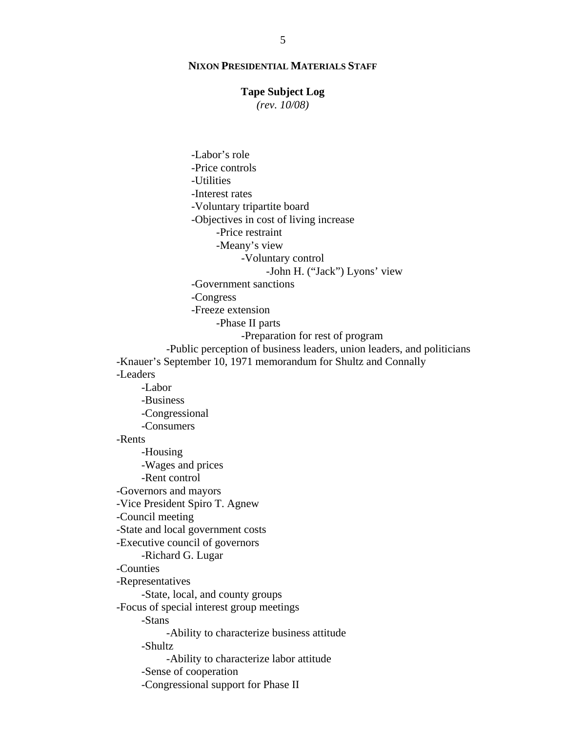-Labor’s role
-Price controls
-Utilities
-Interest rates
-Voluntary tripartite board
-Objectives in cost of living increase
    -Price restraint
    -Meany’s view
        -Voluntary control
            -John H. (“Jack”) Lyons’ view
-Government sanctions
-Congress
-Freeze extension
    -Phase II parts
        -Preparation for rest of program
-Public perception of business leaders, union leaders, and politicians

-Knauer’s September 10, 1971 memorandum for Shultz and Connally
-Leaders
    -Labor
    -Business
    -Congressional
    -Consumers
-Rents
    -Housing
    -Wages and prices
    -Rent control
-Governors and mayors
-Vice President Spiro T. Agnew
-Council meeting
-State and local government costs
-Executive council of governors
    -Richard G. Lugar
-Counties
-Representatives
    -State, local, and county groups
-Focus of special interest group meetings
    -Stans
        -Ability to characterize business attitude
    -Shultz
        -Ability to characterize labor attitude
    -Sense of cooperation
    -Congressional support for Phase II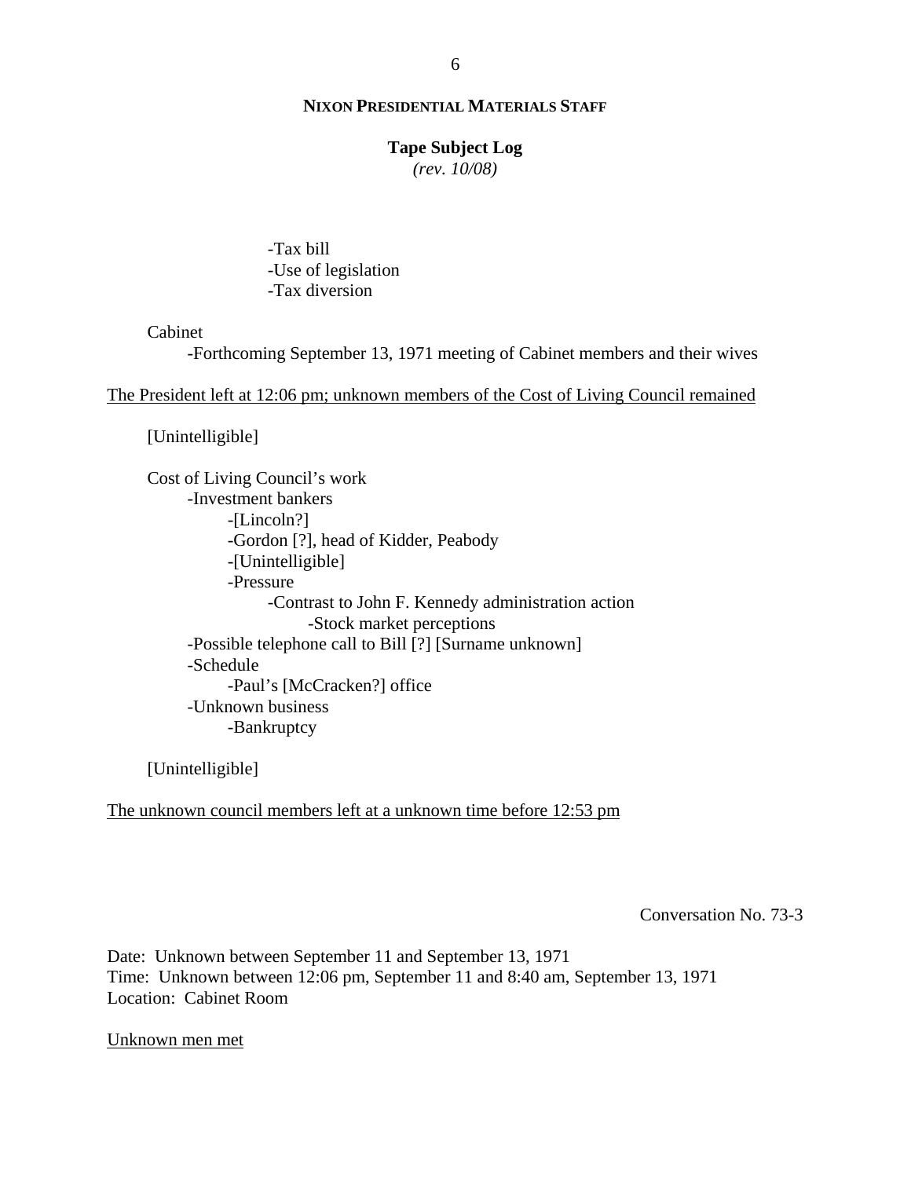- Tax bill
- Use of legislation
- Tax diversion

Cabinet
- Forthcoming September 13, 1971 meeting of Cabinet members and their wives

<u>The President left at 12:06 pm; unknown members of the Cost of Living Council remained</u>

[Unintelligible]

Cost of Living Council's work
- Investment bankers
    - [Lincoln?]
    - Gordon [?], head of Kidder, Peabody
    - [Unintelligible]
    - Pressure
        - Contrast to John F. Kennedy administration action
            - Stock market perceptions
- Possible telephone call to Bill [?] [Surname unknown]
- Schedule
    - Paul's [McCracken?] office
- Unknown business
    - Bankruptcy

[Unintelligible]

<u>The unknown council members left at a unknown time before 12:53 pm</u>

Conversation No. 73-3

Date: Unknown between September 11 and September 13, 1971
Time: Unknown between 12:06 pm, September 11 and 8:40 am, September 13, 1971
Location: Cabinet Room

<u>Unknown men met</u>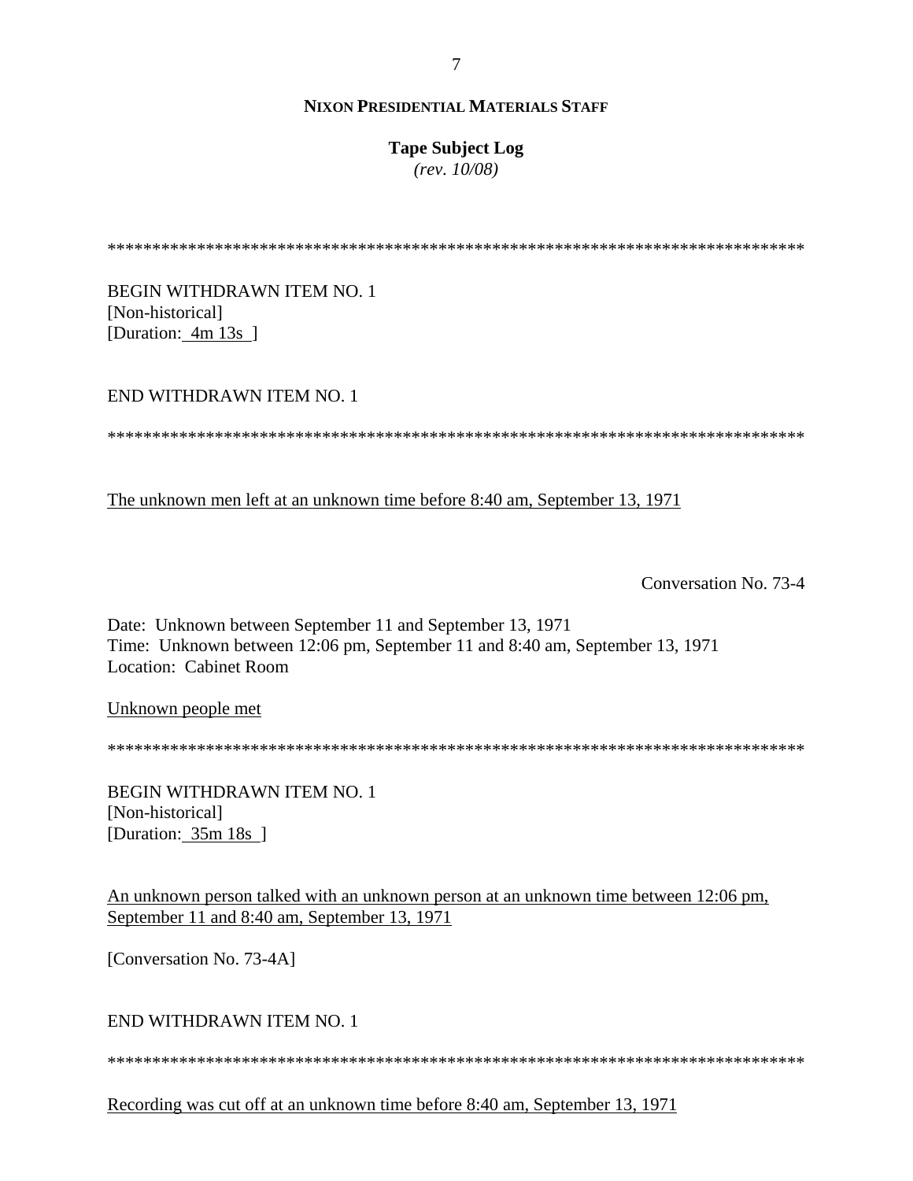**NIXON PRESIDENTIAL MATERIALS STAFF**

**Tape Subject Log**
*(rev. 10/08)*

*****************************************************************************

BEGIN WITHDRAWN ITEM NO. 1
[Non-historical]
[Duration: 4m 13s ]

END WITHDRAWN ITEM NO. 1

*****************************************************************************

The unknown men left at an unknown time before 8:40 am, September 13, 1971

Conversation No. 73-4

Date: Unknown between September 11 and September 13, 1971
Time: Unknown between 12:06 pm, September 11 and 8:40 am, September 13, 1971
Location: Cabinet Room

Unknown people met

*****************************************************************************

BEGIN WITHDRAWN ITEM NO. 1
[Non-historical]
[Duration: 35m 18s ]

An unknown person talked with an unknown person at an unknown time between 12:06 pm, September 11 and 8:40 am, September 13, 1971

[Conversation No. 73-4A]

END WITHDRAWN ITEM NO. 1

*****************************************************************************

Recording was cut off at an unknown time before 8:40 am, September 13, 1971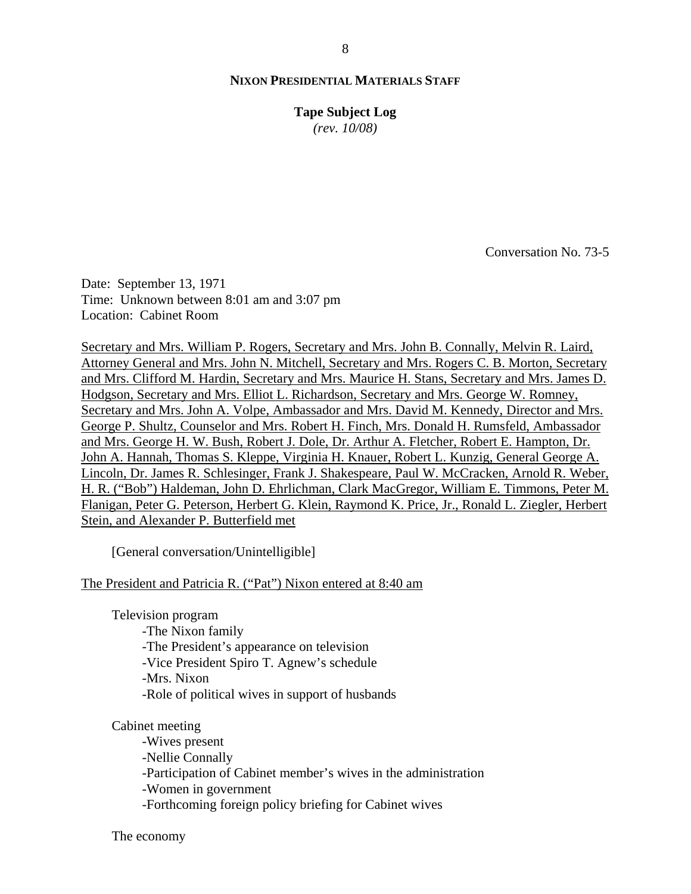**NIXON PRESIDENTIAL MATERIALS STAFF**

**Tape Subject Log**
*(rev. 10/08)*

Conversation No. 73-5

Date: September 13, 1971
Time: Unknown between 8:01 am and 3:07 pm
Location: Cabinet Room

<u>Secretary and Mrs. William P. Rogers, Secretary and Mrs. John B. Connally, Melvin R. Laird, Attorney General and Mrs. John N. Mitchell, Secretary and Mrs. Rogers C. B. Morton, Secretary and Mrs. Clifford M. Hardin, Secretary and Mrs. Maurice H. Stans, Secretary and Mrs. James D. Hodgson, Secretary and Mrs. Elliot L. Richardson, Secretary and Mrs. George W. Romney, Secretary and Mrs. John A. Volpe, Ambassador and Mrs. David M. Kennedy, Director and Mrs. George P. Shultz, Counselor and Mrs. Robert H. Finch, Mrs. Donald H. Rumsfeld, Ambassador and Mrs. George H. W. Bush, Robert J. Dole, Dr. Arthur A. Fletcher, Robert E. Hampton, Dr. John A. Hannah, Thomas S. Kleppe, Virginia H. Knauer, Robert L. Kunzig, General George A. Lincoln, Dr. James R. Schlesinger, Frank J. Shakespeare, Paul W. McCracken, Arnold R. Weber, H. R. ("Bob") Haldeman, John D. Ehrlichman, Clark MacGregor, William E. Timmons, Peter M. Flanigan, Peter G. Peterson, Herbert G. Klein, Raymond K. Price, Jr., Ronald L. Ziegler, Herbert Stein, and Alexander P. Butterfield met</u>

[General conversation/Unintelligible]

<u>The President and Patricia R. ("Pat") Nixon entered at 8:40 am</u>

Television program
- The Nixon family
- The President's appearance on television
- Vice President Spiro T. Agnew's schedule
- Mrs. Nixon
- Role of political wives in support of husbands

Cabinet meeting
- Wives present
- Nellie Connally
- Participation of Cabinet member's wives in the administration
- Women in government
- Forthcoming foreign policy briefing for Cabinet wives

The economy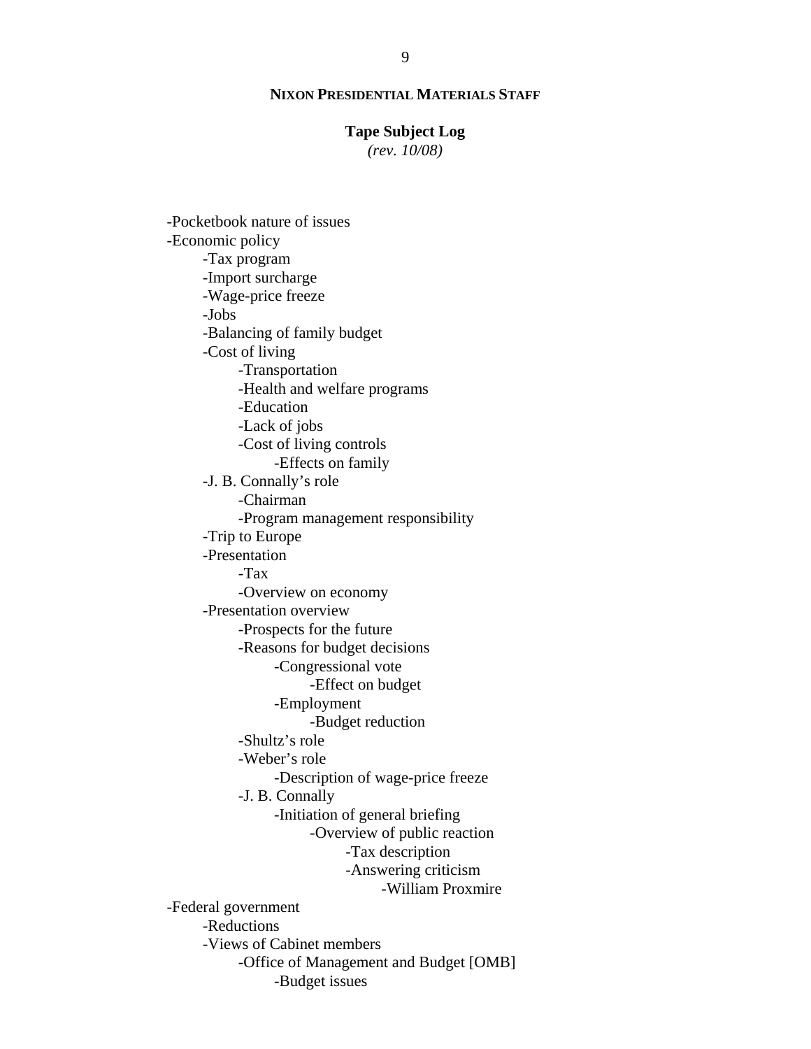**NIXON PRESIDENTIAL MATERIALS STAFF**

**Tape Subject Log**
*(rev. 10/08)*

- -Pocketbook nature of issues
- -Economic policy
    - -Tax program
    - -Import surcharge
    - -Wage-price freeze
    - -Jobs
    - -Balancing of family budget
    - -Cost of living
        - -Transportation
        - -Health and welfare programs
        - -Education
        - -Lack of jobs
        - -Cost of living controls
            - -Effects on family
    - -J. B. Connally's role
        - -Chairman
        - -Program management responsibility
    - -Trip to Europe
    - -Presentation
        - -Tax
        - -Overview on economy
    - -Presentation overview
        - -Prospects for the future
        - -Reasons for budget decisions
            - -Congressional vote
                - -Effect on budget
            - -Employment
                - -Budget reduction
        - -Shultz's role
        - -Weber's role
            - -Description of wage-price freeze
        - -J. B. Connally
            - -Initiation of general briefing
                - -Overview of public reaction
                    - -Tax description
                    - -Answering criticism
                        - -William Proxmire
- -Federal government
    - -Reductions
    - -Views of Cabinet members
        - -Office of Management and Budget [OMB]
            - -Budget issues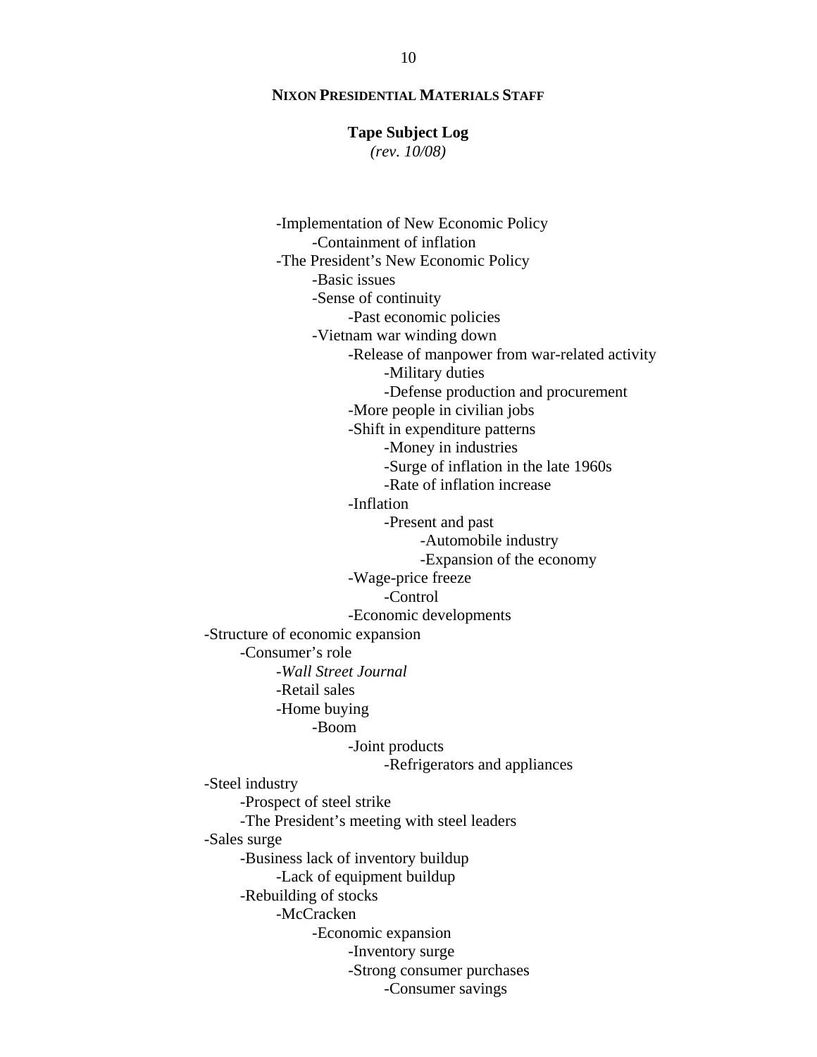**NIXON PRESIDENTIAL MATERIALS STAFF**

**Tape Subject Log**
*(rev. 10/08)*

- Implementation of New Economic Policy
    - Containment of inflation
- The President's New Economic Policy
    - Basic issues
    - Sense of continuity
        - Past economic policies
    - Vietnam war winding down
        - Release of manpower from war-related activity
            - Military duties
            - Defense production and procurement
        - More people in civilian jobs
        - Shift in expenditure patterns
            - Money in industries
            - Surge of inflation in the late 1960s
            - Rate of inflation increase
        - Inflation
            - Present and past
                - Automobile industry
                - Expansion of the economy
        - Wage-price freeze
            - Control
        - Economic developments

- Structure of economic expansion
    - Consumer's role
        - *Wall Street Journal*
        - Retail sales
        - Home buying
            - Boom
                - Joint products
                    - Refrigerators and appliances
- Steel industry
    - Prospect of steel strike
    - The President's meeting with steel leaders
- Sales surge
    - Business lack of inventory buildup
        - Lack of equipment buildup
    - Rebuilding of stocks
        - McCracken
            - Economic expansion
                - Inventory surge
                - Strong consumer purchases
                    - Consumer savings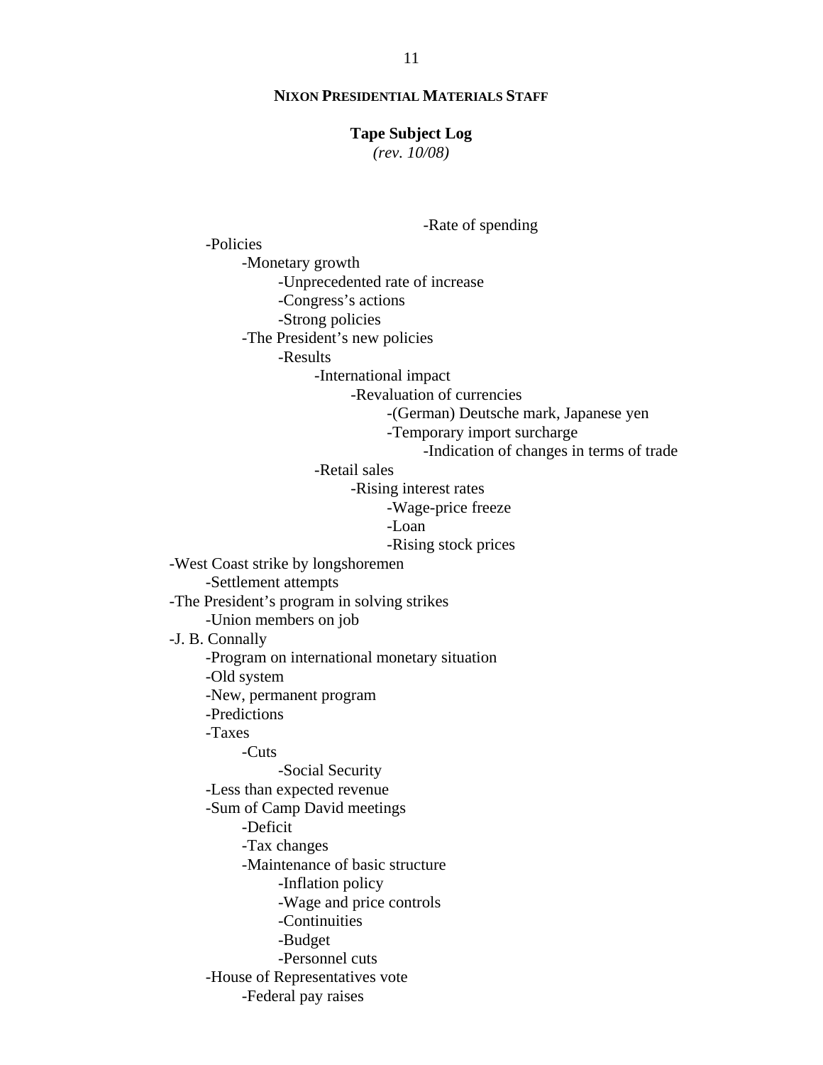**NIXON PRESIDENTIAL MATERIALS STAFF**

**Tape Subject Log**
*(rev. 10/08)*

- -Rate of spending
- -Policies
  - -Monetary growth
    - -Unprecedented rate of increase
    - -Congress's actions
    - -Strong policies
  - -The President's new policies
    - -Results
      - -International impact
        - -Revaluation of currencies
          - -(German) Deutsche mark, Japanese yen
          - -Temporary import surcharge
            - -Indication of changes in terms of trade
      - -Retail sales
        - -Rising interest rates
          - -Wage-price freeze
          - -Loan
          - -Rising stock prices
- -West Coast strike by longshoremen
  - -Settlement attempts
- -The President's program in solving strikes
  - -Union members on job
- -J. B. Connally
  - -Program on international monetary situation
  - -Old system
  - -New, permanent program
  - -Predictions
  - -Taxes
    - -Cuts
      - -Social Security
  - -Less than expected revenue
  - -Sum of Camp David meetings
    - -Deficit
    - -Tax changes
    - -Maintenance of basic structure
      - -Inflation policy
      - -Wage and price controls
      - -Continuities
      - -Budget
      - -Personnel cuts
  - -House of Representatives vote
    - -Federal pay raises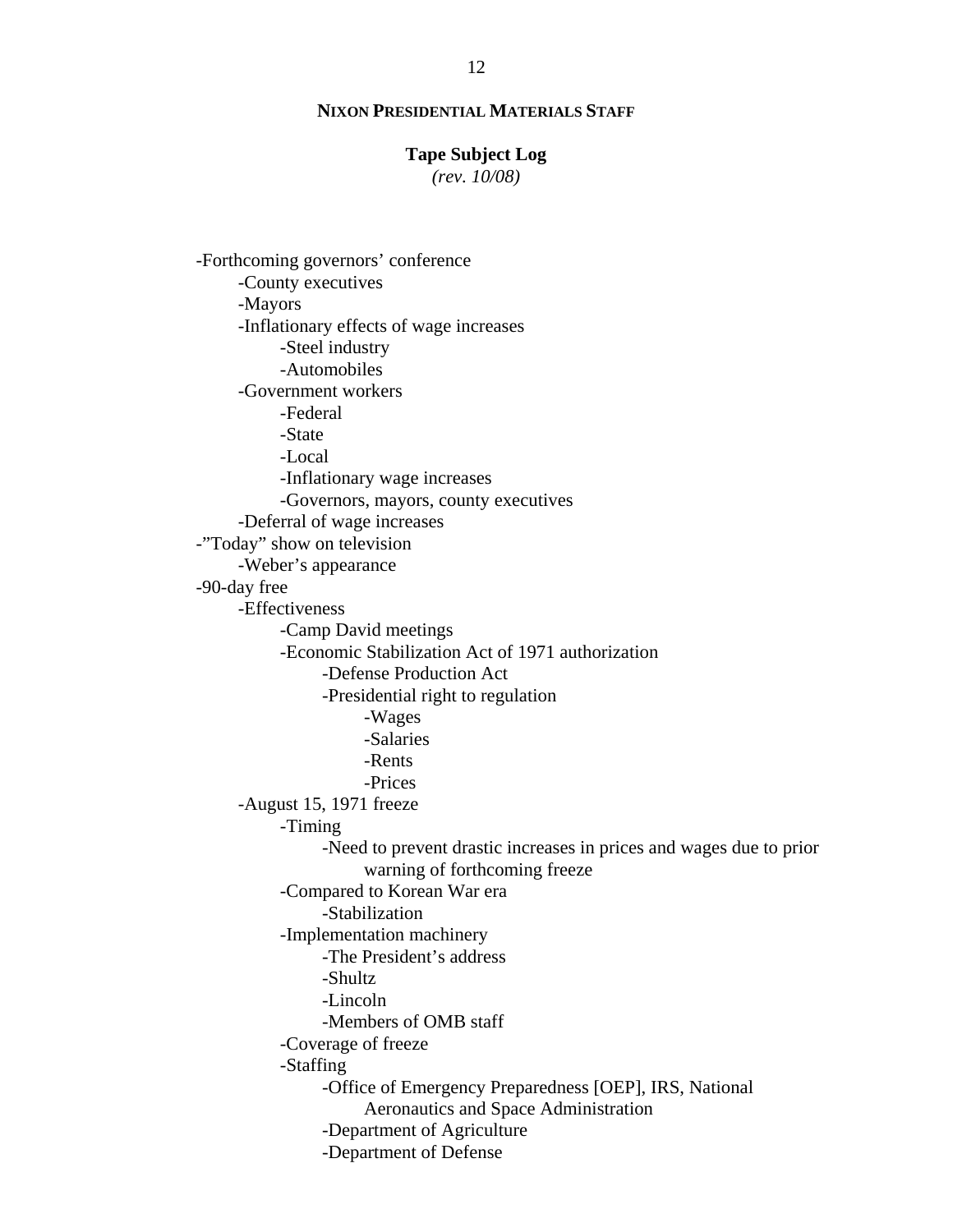-Forthcoming governors' conference
  - -County executives
  - -Mayors
  - -Inflationary effects of wage increases
    - -Steel industry
    - -Automobiles
  - -Government workers
    - -Federal
    - -State
    - -Local
    - -Inflationary wage increases
    - -Governors, mayors, county executives
  - -Deferral of wage increases

-"Today" show on television
  - -Weber's appearance

-90-day free
  - -Effectiveness
    - -Camp David meetings
    - -Economic Stabilization Act of 1971 authorization
      - -Defense Production Act
      - -Presidential right to regulation
        - -Wages
        - -Salaries
        - -Rents
        - -Prices
  - -August 15, 1971 freeze
    - -Timing
      - -Need to prevent drastic increases in prices and wages due to prior warning of forthcoming freeze
    - -Compared to Korean War era
      - -Stabilization
    - -Implementation machinery
      - -The President's address
      - -Shultz
      - -Lincoln
      - -Members of OMB staff
    - -Coverage of freeze
    - -Staffing
      - -Office of Emergency Preparedness [OEP], IRS, National Aeronautics and Space Administration
      - -Department of Agriculture
      - -Department of Defense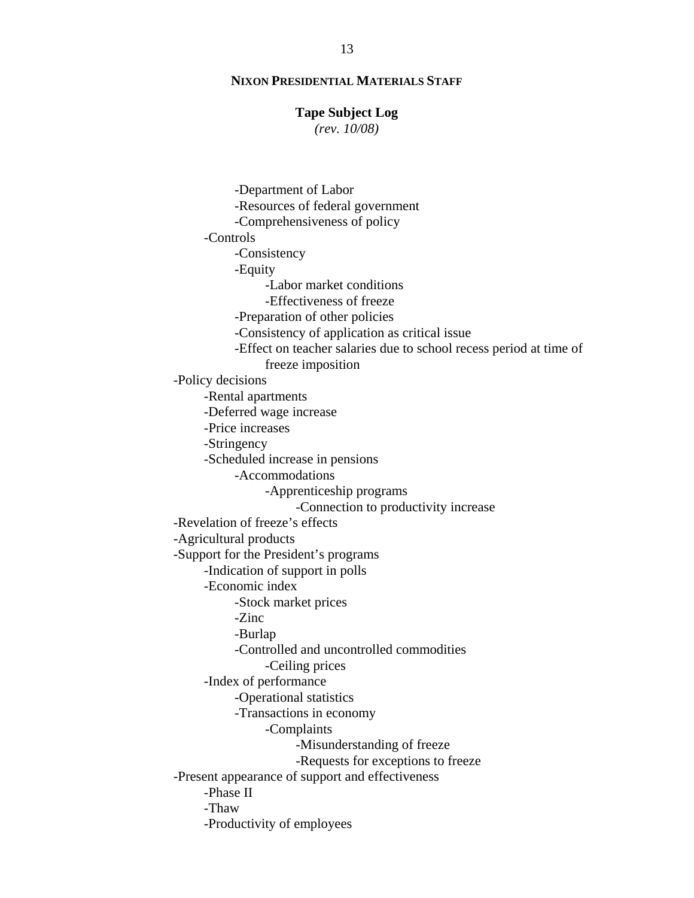- Department of Labor
- Resources of federal government
- Comprehensiveness of policy

- Controls
  - Consistency
  - Equity
    - Labor market conditions
    - Effectiveness of freeze
  - Preparation of other policies
  - Consistency of application as critical issue
  - Effect on teacher salaries due to school recess period at time of freeze imposition

- Policy decisions
  - Rental apartments
  - Deferred wage increase
  - Price increases
  - Stringency
  - Scheduled increase in pensions
    - Accommodations
      - Apprenticeship programs
        - Connection to productivity increase
- Revelation of freeze's effects
- Agricultural products
- Support for the President's programs
  - Indication of support in polls
  - Economic index
    - Stock market prices
    - Zinc
    - Burlap
    - Controlled and uncontrolled commodities
      - Ceiling prices
  - Index of performance
    - Operational statistics
    - Transactions in economy
      - Complaints
        - Misunderstanding of freeze
        - Requests for exceptions to freeze
- Present appearance of support and effectiveness
  - Phase II
  - Thaw
  - Productivity of employees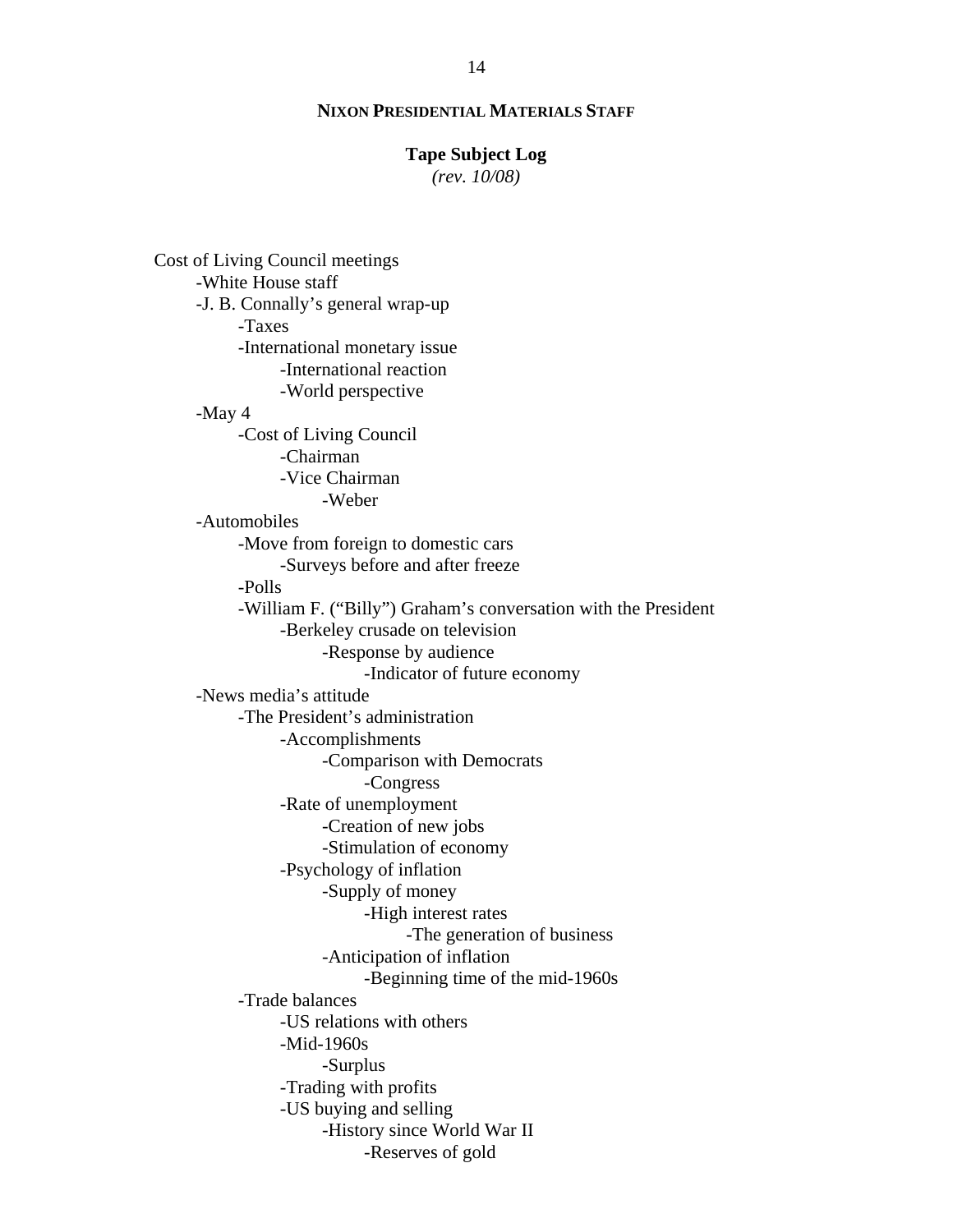**NIXON PRESIDENTIAL MATERIALS STAFF**

**Tape Subject Log**
*(rev. 10/08)*

Cost of Living Council meetings
- -White House staff
- -J. B. Connally's general wrap-up
  - -Taxes
  - -International monetary issue
    - -International reaction
    - -World perspective
- -May 4
  - -Cost of Living Council
    - -Chairman
    - -Vice Chairman
      - -Weber
- -Automobiles
  - -Move from foreign to domestic cars
    - -Surveys before and after freeze
  - -Polls
  - -William F. ("Billy") Graham's conversation with the President
    - -Berkeley crusade on television
      - -Response by audience
        - -Indicator of future economy
- -News media's attitude
  - -The President's administration
    - -Accomplishments
      - -Comparison with Democrats
        - -Congress
    - -Rate of unemployment
      - -Creation of new jobs
      - -Stimulation of economy
    - -Psychology of inflation
      - -Supply of money
        - -High interest rates
          - -The generation of business
      - -Anticipation of inflation
        - -Beginning time of the mid-1960s
  - -Trade balances
    - -US relations with others
    - -Mid-1960s
      - -Surplus
    - -Trading with profits
    - -US buying and selling
      - -History since World War II
        - -Reserves of gold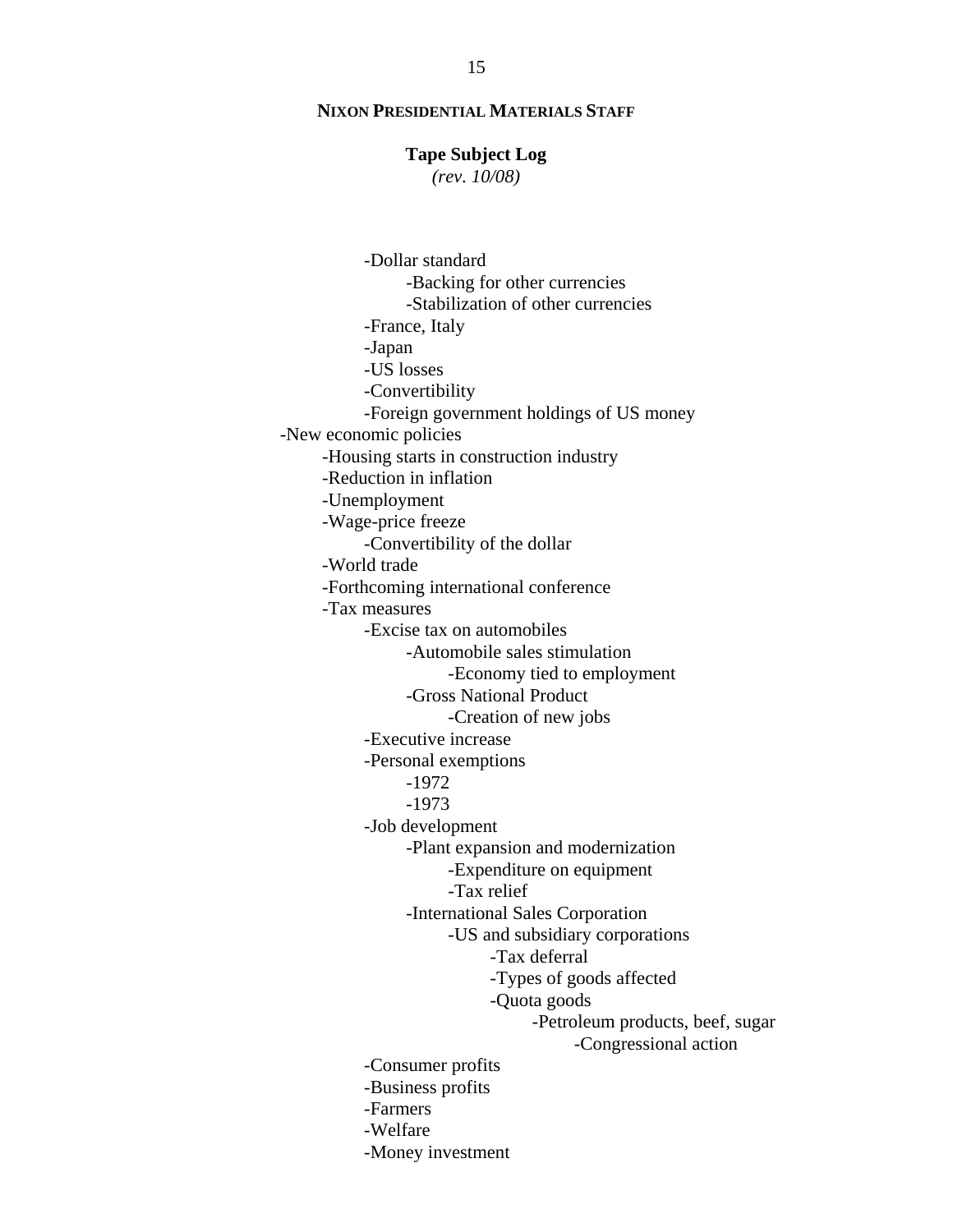- Dollar standard
  - Backing for other currencies
  - Stabilization of other currencies
- France, Italy
- Japan
- US losses
- Convertibility
- Foreign government holdings of US money

-New economic policies
- Housing starts in construction industry
- Reduction in inflation
- Unemployment
- Wage-price freeze
  - Convertibility of the dollar
- World trade
- Forthcoming international conference
- Tax measures
  - Excise tax on automobiles
    - Automobile sales stimulation
      - Economy tied to employment
    - Gross National Product
      - Creation of new jobs
  - Executive increase
  - Personal exemptions
    - 1972
    - 1973
  - Job development
    - Plant expansion and modernization
      - Expenditure on equipment
      - Tax relief
    - International Sales Corporation
      - US and subsidiary corporations
        - Tax deferral
        - Types of goods affected
        - Quota goods
          - Petroleum products, beef, sugar
            - Congressional action
  - Consumer profits
  - Business profits
  - Farmers
  - Welfare
  - Money investment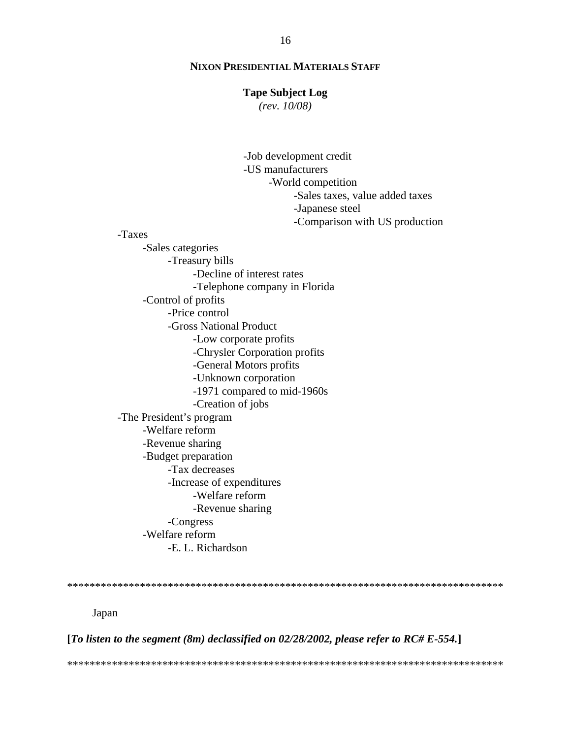-Job development credit
-US manufacturers
    -World competition
        -Sales taxes, value added taxes
        -Japanese steel
        -Comparison with US production

-Taxes
    -Sales categories
        -Treasury bills
            -Decline of interest rates
            -Telephone company in Florida
    -Control of profits
        -Price control
        -Gross National Product
            -Low corporate profits
            -Chrysler Corporation profits
            -General Motors profits
            -Unknown corporation
            -1971 compared to mid-1960s
            -Creation of jobs

-The President's program
    -Welfare reform
    -Revenue sharing
    -Budget preparation
        -Tax decreases
        -Increase of expenditures
            -Welfare reform
            -Revenue sharing
        -Congress
    -Welfare reform
        -E. L. Richardson

*******************************************************************************

Japan

**[*To listen to the segment (8m) declassified on 02/28/2002, please refer to RC# E-554.*]**

*******************************************************************************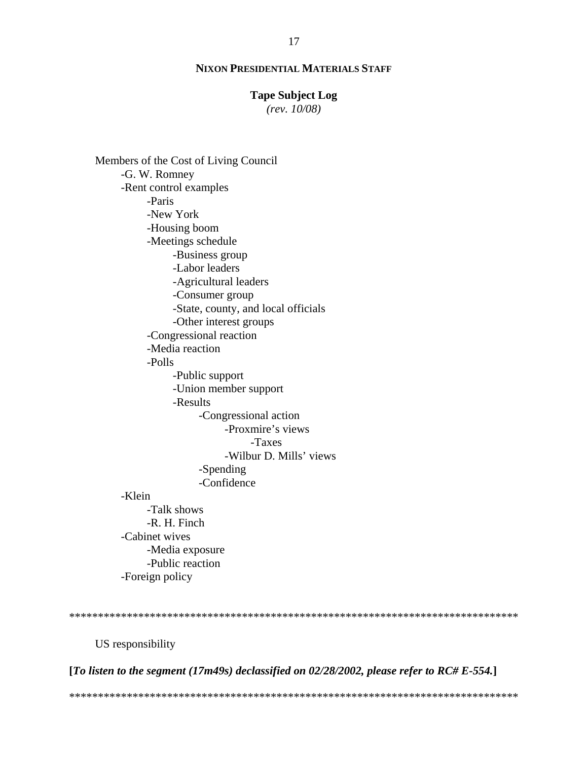Members of the Cost of Living Council
- -G. W. Romney
- -Rent control examples
  - -Paris
  - -New York
  - -Housing boom
  - -Meetings schedule
    - -Business group
    - -Labor leaders
    - -Agricultural leaders
    - -Consumer group
    - -State, county, and local officials
    - -Other interest groups
  - -Congressional reaction
  - -Media reaction
  - -Polls
    - -Public support
    - -Union member support
    - -Results
      - -Congressional action
        - -Proxmire's views
          - -Taxes
        - -Wilbur D. Mills' views
      - -Spending
      - -Confidence
- -Klein
  - -Talk shows
  - -R. H. Finch
- -Cabinet wives
  - -Media exposure
  - -Public reaction
- -Foreign policy

*******************************************************************************

US responsibility

**[*To listen to the segment (17m49s) declassified on 02/28/2002, please refer to RC# E-554.*]**

*******************************************************************************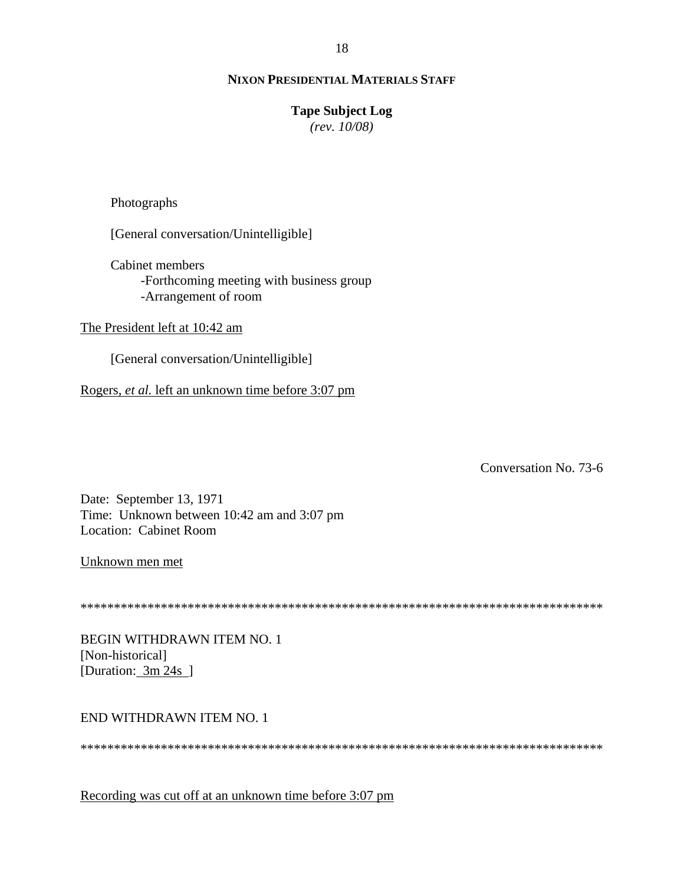Photographs

[General conversation/Unintelligible]

Cabinet members
-Forthcoming meeting with business group
-Arrangement of room

The President left at 10:42 am

[General conversation/Unintelligible]

Rogers, *et al.* left an unknown time before 3:07 pm

Conversation No. 73-6

Date: September 13, 1971
Time: Unknown between 10:42 am and 3:07 pm
Location: Cabinet Room

Unknown men met

*******************************************************************************

BEGIN WITHDRAWN ITEM NO. 1
[Non-historical]
[Duration: 3m 24s ]

END WITHDRAWN ITEM NO. 1

*******************************************************************************

Recording was cut off at an unknown time before 3:07 pm